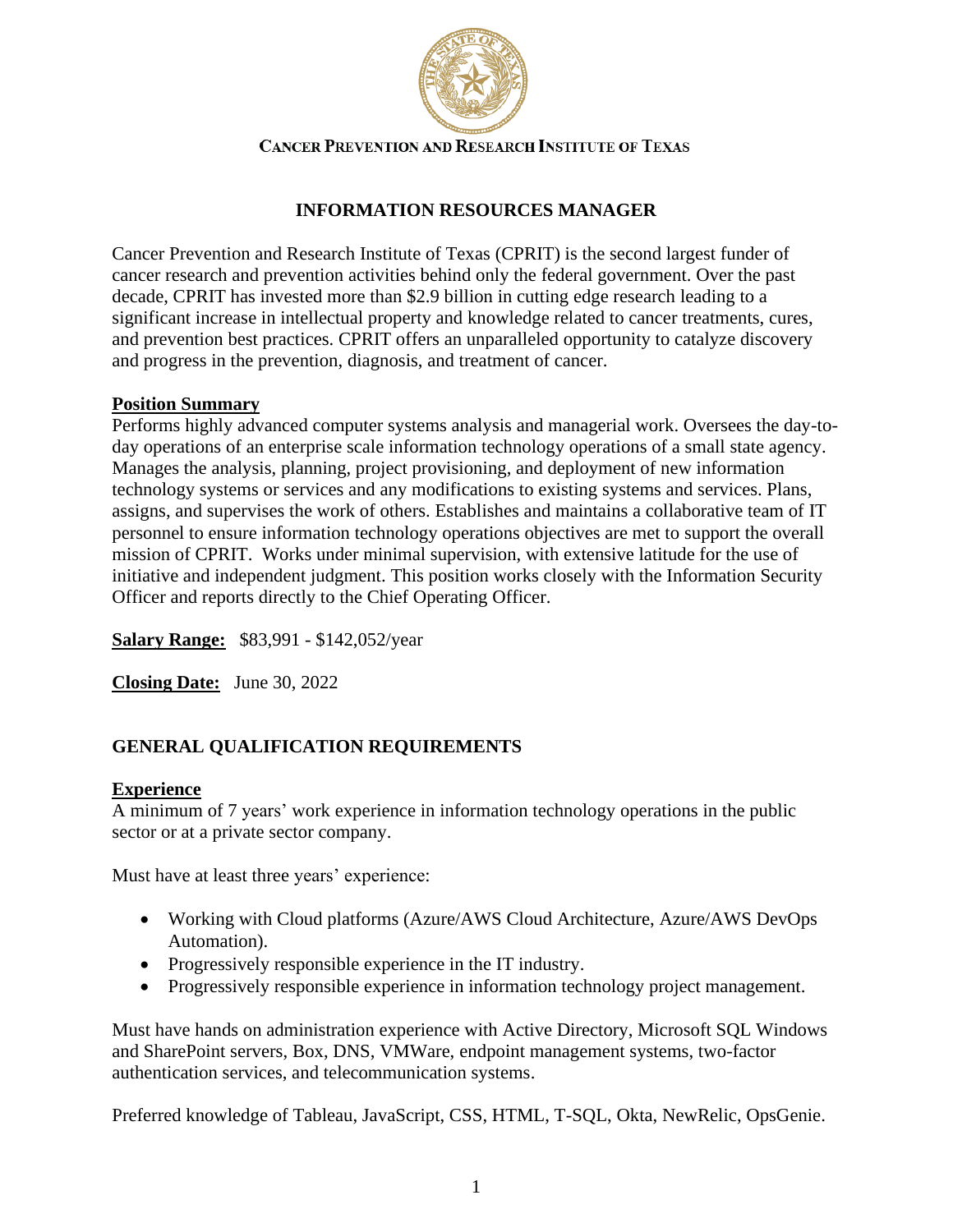**CANCER PREVENTION AND RESEARCH INSTITUTE OF TEXAS**

# INFORMATION RESOURCES MANAGER

Cancer Prevention and Research Institute of Texas (CPRIT) is the second largest funder of cancer research and prevention activities behind only the federal government. Over the past decade, CPRIT has invested more than $2.9 billion in cutting edge research leading to a significant increase in intellectual property and knowledge related to cancer treatments, cures, and prevention best practices. CPRIT offers an unparalleled opportunity to catalyze discovery and progress in the prevention, diagnosis, and treatment of cancer.

**Position Summary**

Performs highly advanced computer systems analysis and managerial work. Oversees the day-to-day operations of an enterprise scale information technology operations of a small state agency. Manages the analysis, planning, project provisioning, and deployment of new information technology systems or services and any modifications to existing systems and services. Plans, assigns, and supervises the work of others. Establishes and maintains a collaborative team of IT personnel to ensure information technology operations objectives are met to support the overall mission of CPRIT. Works under minimal supervision, with extensive latitude for the use of initiative and independent judgment. This position works closely with the Information Security Officer and reports directly to the Chief Operating Officer.

**Salary Range:** $83,991 - $142,052/year

**Closing Date:** June 30, 2022

## GENERAL QUALIFICATION REQUIREMENTS

**Experience**

A minimum of 7 years' work experience in information technology operations in the public sector or at a private sector company.

Must have at least three years' experience:

- Working with Cloud platforms (Azure/AWS Cloud Architecture, Azure/AWS DevOps Automation).
- Progressively responsible experience in the IT industry.
- Progressively responsible experience in information technology project management.

Must have hands on administration experience with Active Directory, Microsoft SQL Windows and SharePoint servers, Box, DNS, VMWare, endpoint management systems, two-factor authentication services, and telecommunication systems.

Preferred knowledge of Tableau, JavaScript, CSS, HTML, T-SQL, Okta, NewRelic, OpsGenie.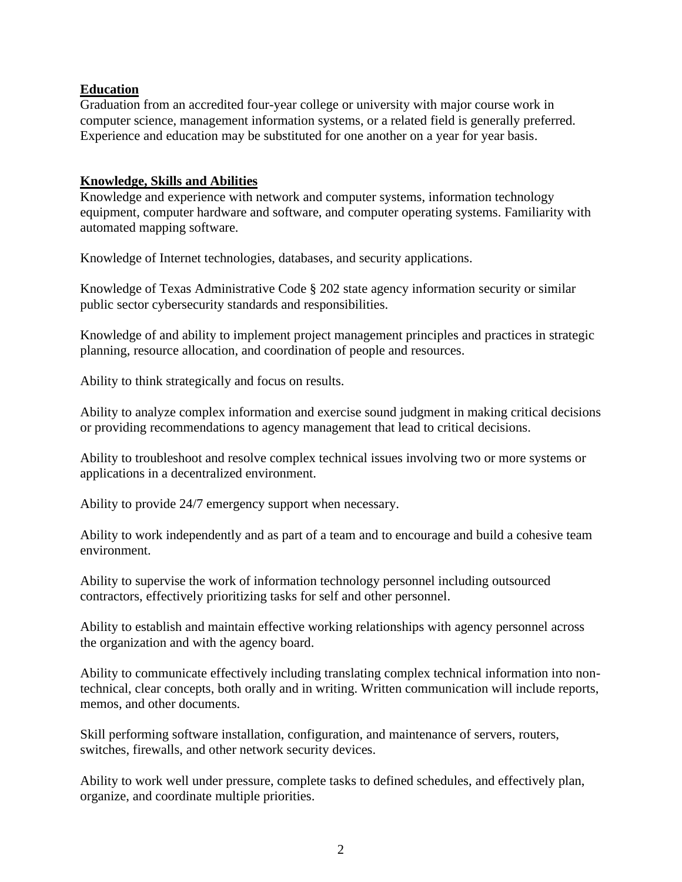**Education**

Graduation from an accredited four-year college or university with major course work in computer science, management information systems, or a related field is generally preferred. Experience and education may be substituted for one another on a year for year basis.

**Knowledge, Skills and Abilities**

Knowledge and experience with network and computer systems, information technology equipment, computer hardware and software, and computer operating systems. Familiarity with automated mapping software.

Knowledge of Internet technologies, databases, and security applications.

Knowledge of Texas Administrative Code § 202 state agency information security or similar public sector cybersecurity standards and responsibilities.

Knowledge of and ability to implement project management principles and practices in strategic planning, resource allocation, and coordination of people and resources.

Ability to think strategically and focus on results.

Ability to analyze complex information and exercise sound judgment in making critical decisions or providing recommendations to agency management that lead to critical decisions.

Ability to troubleshoot and resolve complex technical issues involving two or more systems or applications in a decentralized environment.

Ability to provide 24/7 emergency support when necessary.

Ability to work independently and as part of a team and to encourage and build a cohesive team environment.

Ability to supervise the work of information technology personnel including outsourced contractors, effectively prioritizing tasks for self and other personnel.

Ability to establish and maintain effective working relationships with agency personnel across the organization and with the agency board.

Ability to communicate effectively including translating complex technical information into non-technical, clear concepts, both orally and in writing. Written communication will include reports, memos, and other documents.

Skill performing software installation, configuration, and maintenance of servers, routers, switches, firewalls, and other network security devices.

Ability to work well under pressure, complete tasks to defined schedules, and effectively plan, organize, and coordinate multiple priorities.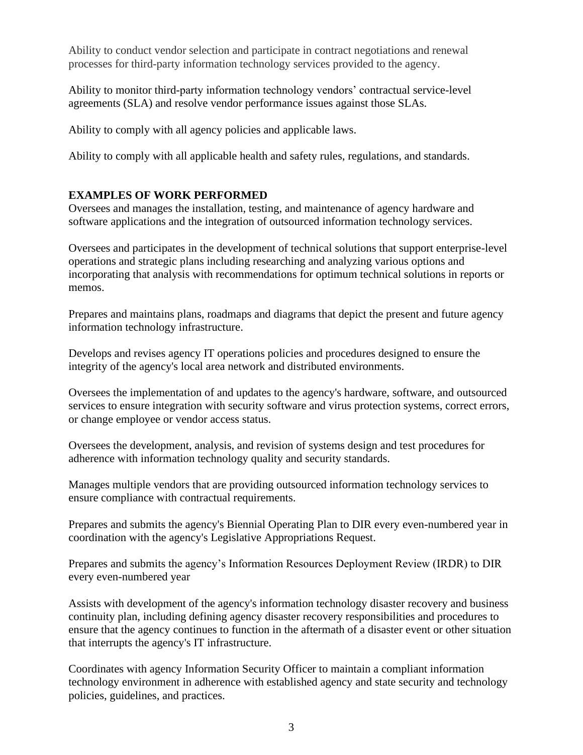Ability to conduct vendor selection and participate in contract negotiations and renewal processes for third-party information technology services provided to the agency.

Ability to monitor third-party information technology vendors' contractual service-level agreements (SLA) and resolve vendor performance issues against those SLAs.

Ability to comply with all agency policies and applicable laws.

Ability to comply with all applicable health and safety rules, regulations, and standards.

## EXAMPLES OF WORK PERFORMED

Oversees and manages the installation, testing, and maintenance of agency hardware and software applications and the integration of outsourced information technology services.

Oversees and participates in the development of technical solutions that support enterprise-level operations and strategic plans including researching and analyzing various options and incorporating that analysis with recommendations for optimum technical solutions in reports or memos.

Prepares and maintains plans, roadmaps and diagrams that depict the present and future agency information technology infrastructure.

Develops and revises agency IT operations policies and procedures designed to ensure the integrity of the agency's local area network and distributed environments.

Oversees the implementation of and updates to the agency's hardware, software, and outsourced services to ensure integration with security software and virus protection systems, correct errors, or change employee or vendor access status.

Oversees the development, analysis, and revision of systems design and test procedures for adherence with information technology quality and security standards.

Manages multiple vendors that are providing outsourced information technology services to ensure compliance with contractual requirements.

Prepares and submits the agency's Biennial Operating Plan to DIR every even-numbered year in coordination with the agency's Legislative Appropriations Request.

Prepares and submits the agency's Information Resources Deployment Review (IRDR) to DIR every even-numbered year

Assists with development of the agency's information technology disaster recovery and business continuity plan, including defining agency disaster recovery responsibilities and procedures to ensure that the agency continues to function in the aftermath of a disaster event or other situation that interrupts the agency's IT infrastructure.

Coordinates with agency Information Security Officer to maintain a compliant information technology environment in adherence with established agency and state security and technology policies, guidelines, and practices.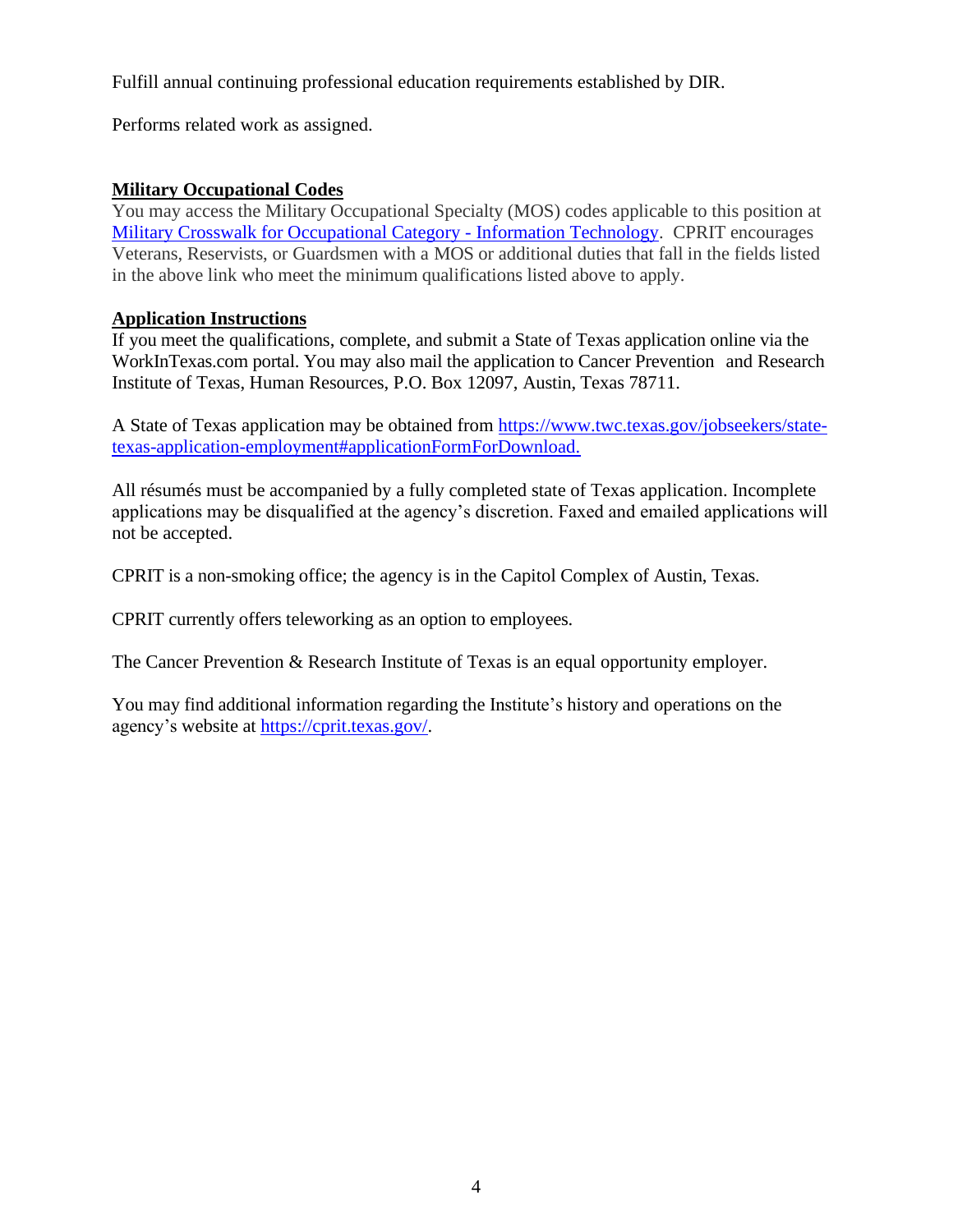Fulfill annual continuing professional education requirements established by DIR.

Performs related work as assigned.

## Military Occupational Codes

You may access the Military Occupational Specialty (MOS) codes applicable to this position at [Military Crosswalk for Occupational Category - Information Technology](). CPRIT encourages Veterans, Reservists, or Guardsmen with a MOS or additional duties that fall in the fields listed in the above link who meet the minimum qualifications listed above to apply.

## Application Instructions

If you meet the qualifications, complete, and submit a State of Texas application online via the WorkInTexas.com portal. You may also mail the application to Cancer Prevention and Research Institute of Texas, Human Resources, P.O. Box 12097, Austin, Texas 78711.

A State of Texas application may be obtained from https://www.twc.texas.gov/jobseekers/state-texas-application-employment#applicationFormForDownload.

All résumés must be accompanied by a fully completed state of Texas application. Incomplete applications may be disqualified at the agency's discretion. Faxed and emailed applications will not be accepted.

CPRIT is a non-smoking office; the agency is in the Capitol Complex of Austin, Texas.

CPRIT currently offers teleworking as an option to employees.

The Cancer Prevention & Research Institute of Texas is an equal opportunity employer.

You may find additional information regarding the Institute's history and operations on the agency's website at https://cprit.texas.gov/.